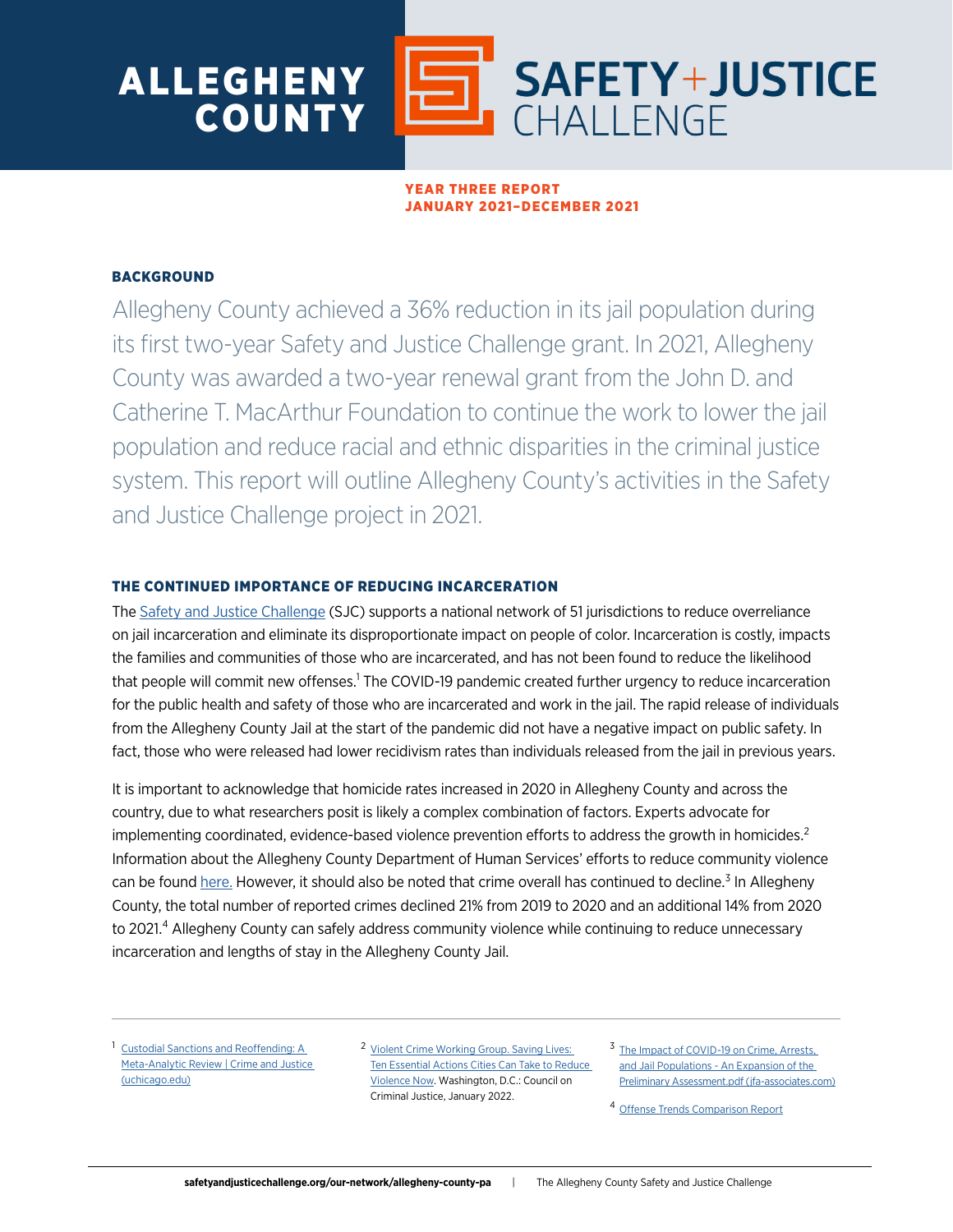# ALLEGHENY COUNTY SAFETY+JUSTICE CHALLENGE

**YEAR THREE REPORT**
**JANUARY 2021–DECEMBER 2021**

## BACKGROUND

Allegheny County achieved a 36% reduction in its jail population during its first two-year Safety and Justice Challenge grant. In 2021, Allegheny County was awarded a two-year renewal grant from the John D. and Catherine T. MacArthur Foundation to continue the work to lower the jail population and reduce racial and ethnic disparities in the criminal justice system. This report will outline Allegheny County's activities in the Safety and Justice Challenge project in 2021.

## THE CONTINUED IMPORTANCE OF REDUCING INCARCERATION

The Safety and Justice Challenge (SJC) supports a national network of 51 jurisdictions to reduce overreliance on jail incarceration and eliminate its disproportionate impact on people of color. Incarceration is costly, impacts the families and communities of those who are incarcerated, and has not been found to reduce the likelihood that people will commit new offenses.[1] The COVID-19 pandemic created further urgency to reduce incarceration for the public health and safety of those who are incarcerated and work in the jail. The rapid release of individuals from the Allegheny County Jail at the start of the pandemic did not have a negative impact on public safety. In fact, those who were released had lower recidivism rates than individuals released from the jail in previous years.

It is important to acknowledge that homicide rates increased in 2020 in Allegheny County and across the country, due to what researchers posit is likely a complex combination of factors. Experts advocate for implementing coordinated, evidence-based violence prevention efforts to address the growth in homicides.[2] Information about the Allegheny County Department of Human Services' efforts to reduce community violence can be found here. However, it should also be noted that crime overall has continued to decline.[3] In Allegheny County, the total number of reported crimes declined 21% from 2019 to 2020 and an additional 14% from 2020 to 2021.[4] Allegheny County can safely address community violence while continuing to reduce unnecessary incarceration and lengths of stay in the Allegheny County Jail.

---

[1] Custodial Sanctions and Reoffending: A Meta-Analytic Review | Crime and Justice (uchicago.edu)

[2] Violent Crime Working Group. Saving Lives: Ten Essential Actions Cities Can Take to Reduce Violence Now. Washington, D.C.: Council on Criminal Justice, January 2022.

[3] The Impact of COVID-19 on Crime, Arrests, and Jail Populations - An Expansion of the Preliminary Assessment.pdf (jfa-associates.com)

[4] Offense Trends Comparison Report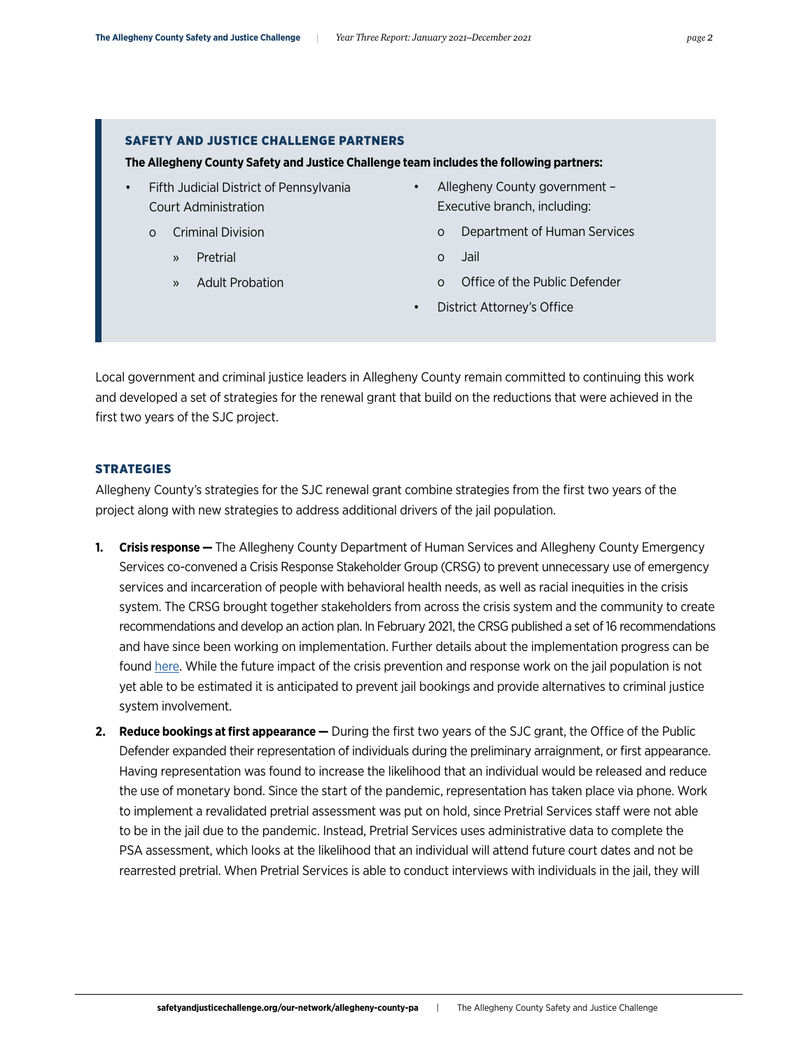### SAFETY AND JUSTICE CHALLENGE PARTNERS

**The Allegheny County Safety and Justice Challenge team includes the following partners:**

- Fifth Judicial District of Pennsylvania Court Administration
  - Criminal Division
    - Pretrial
    - Adult Probation
- Allegheny County government – Executive branch, including:
  - Department of Human Services
  - Jail
  - Office of the Public Defender
- District Attorney's Office

Local government and criminal justice leaders in Allegheny County remain committed to continuing this work and developed a set of strategies for the renewal grant that build on the reductions that were achieved in the first two years of the SJC project.

### STRATEGIES

Allegheny County's strategies for the SJC renewal grant combine strategies from the first two years of the project along with new strategies to address additional drivers of the jail population.

1. **Crisis response —** The Allegheny County Department of Human Services and Allegheny County Emergency Services co-convened a Crisis Response Stakeholder Group (CRSG) to prevent unnecessary use of emergency services and incarceration of people with behavioral health needs, as well as racial inequities in the crisis system. The CRSG brought together stakeholders from across the crisis system and the community to create recommendations and develop an action plan. In February 2021, the CRSG published a set of 16 recommendations and have since been working on implementation. Further details about the implementation progress can be found here. While the future impact of the crisis prevention and response work on the jail population is not yet able to be estimated it is anticipated to prevent jail bookings and provide alternatives to criminal justice system involvement.
2. **Reduce bookings at first appearance —** During the first two years of the SJC grant, the Office of the Public Defender expanded their representation of individuals during the preliminary arraignment, or first appearance. Having representation was found to increase the likelihood that an individual would be released and reduce the use of monetary bond. Since the start of the pandemic, representation has taken place via phone. Work to implement a revalidated pretrial assessment was put on hold, since Pretrial Services staff were not able to be in the jail due to the pandemic. Instead, Pretrial Services uses administrative data to complete the PSA assessment, which looks at the likelihood that an individual will attend future court dates and not be rearrested pretrial. When Pretrial Services is able to conduct interviews with individuals in the jail, they will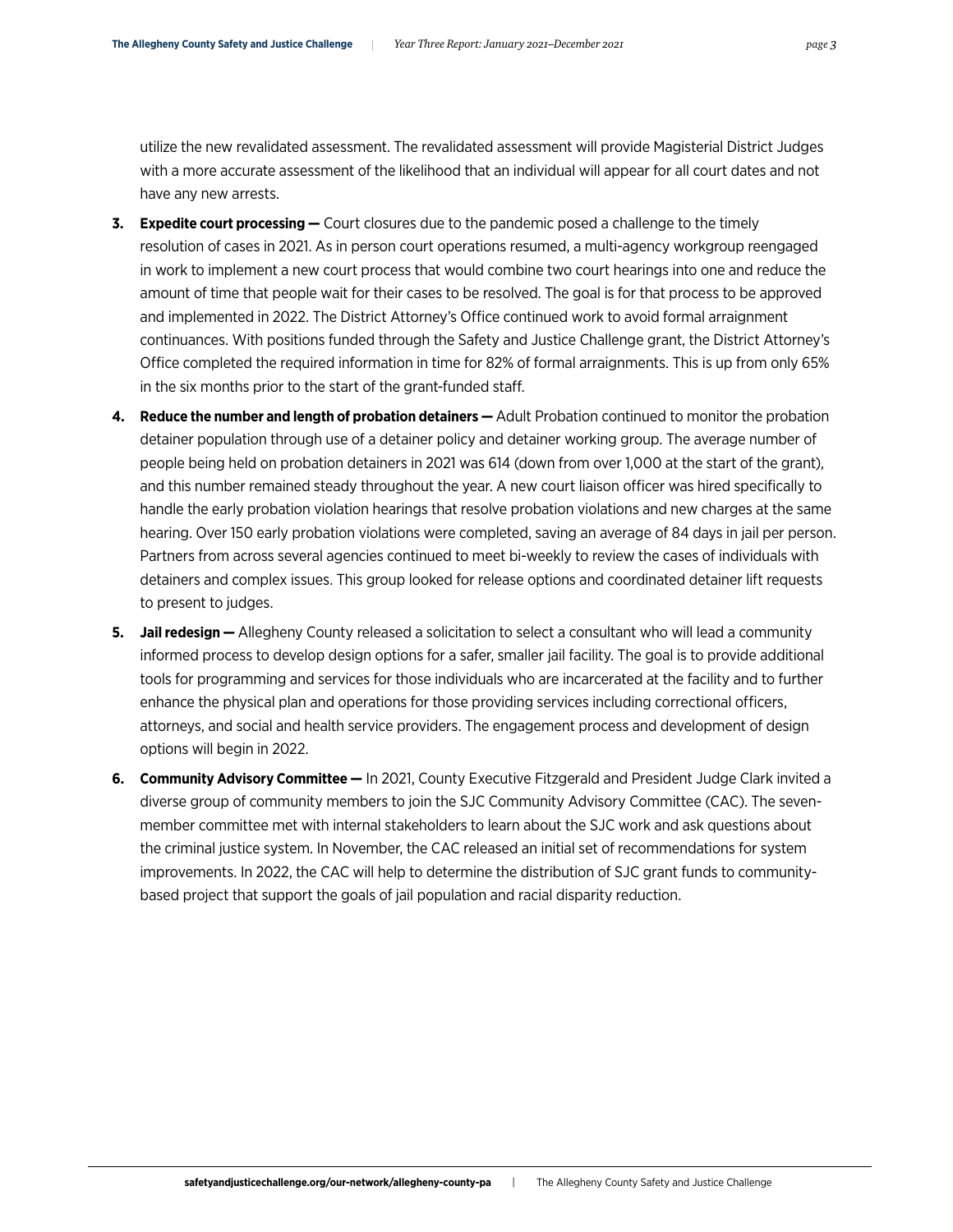utilize the new revalidated assessment. The revalidated assessment will provide Magisterial District Judges with a more accurate assessment of the likelihood that an individual will appear for all court dates and not have any new arrests.

3. **Expedite court processing —** Court closures due to the pandemic posed a challenge to the timely resolution of cases in 2021. As in person court operations resumed, a multi-agency workgroup reengaged in work to implement a new court process that would combine two court hearings into one and reduce the amount of time that people wait for their cases to be resolved. The goal is for that process to be approved and implemented in 2022. The District Attorney's Office continued work to avoid formal arraignment continuances. With positions funded through the Safety and Justice Challenge grant, the District Attorney's Office completed the required information in time for 82% of formal arraignments. This is up from only 65% in the six months prior to the start of the grant-funded staff.

4. **Reduce the number and length of probation detainers —** Adult Probation continued to monitor the probation detainer population through use of a detainer policy and detainer working group. The average number of people being held on probation detainers in 2021 was 614 (down from over 1,000 at the start of the grant), and this number remained steady throughout the year. A new court liaison officer was hired specifically to handle the early probation violation hearings that resolve probation violations and new charges at the same hearing. Over 150 early probation violations were completed, saving an average of 84 days in jail per person. Partners from across several agencies continued to meet bi-weekly to review the cases of individuals with detainers and complex issues. This group looked for release options and coordinated detainer lift requests to present to judges.

5. **Jail redesign —** Allegheny County released a solicitation to select a consultant who will lead a community informed process to develop design options for a safer, smaller jail facility. The goal is to provide additional tools for programming and services for those individuals who are incarcerated at the facility and to further enhance the physical plan and operations for those providing services including correctional officers, attorneys, and social and health service providers. The engagement process and development of design options will begin in 2022.

6. **Community Advisory Committee —** In 2021, County Executive Fitzgerald and President Judge Clark invited a diverse group of community members to join the SJC Community Advisory Committee (CAC). The seven-member committee met with internal stakeholders to learn about the SJC work and ask questions about the criminal justice system. In November, the CAC released an initial set of recommendations for system improvements. In 2022, the CAC will help to determine the distribution of SJC grant funds to community-based project that support the goals of jail population and racial disparity reduction.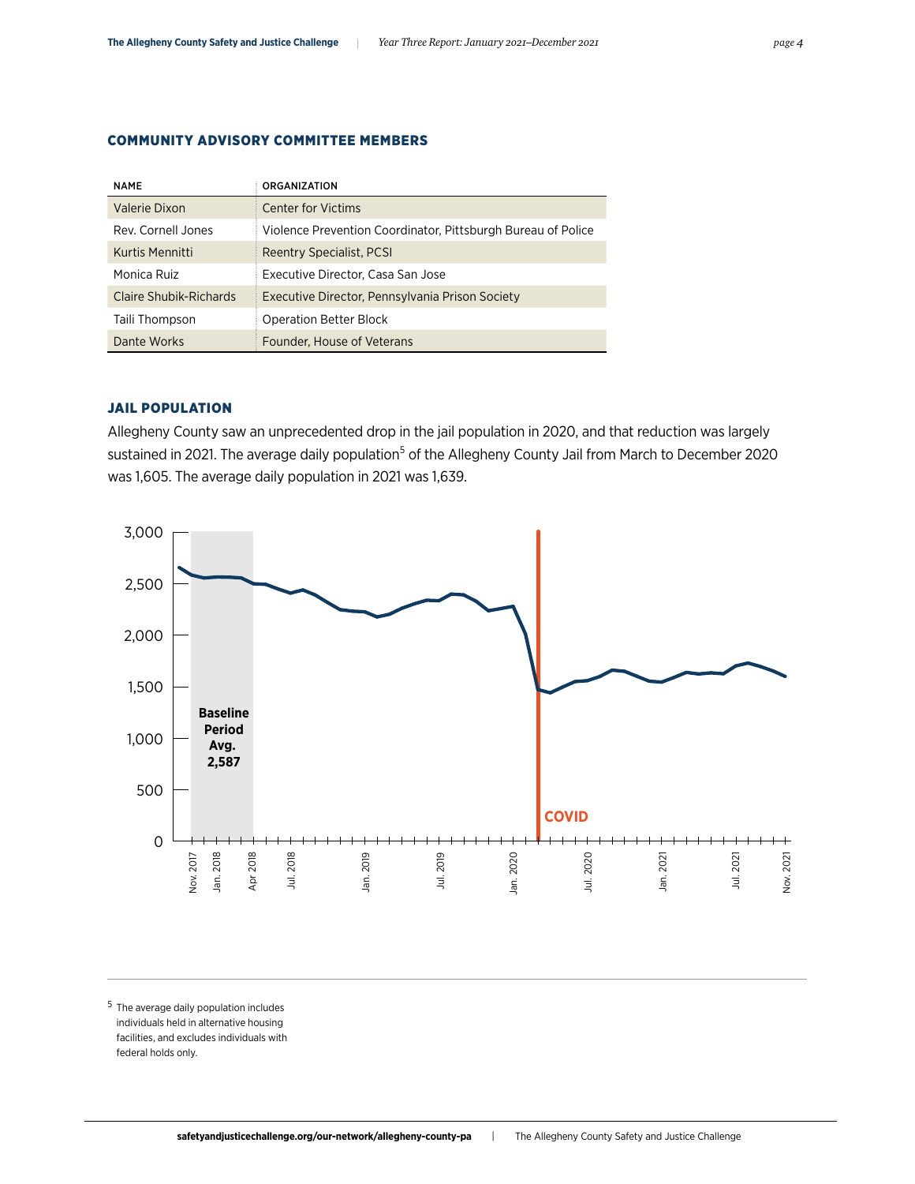## COMMUNITY ADVISORY COMMITTEE MEMBERS

| NAME | ORGANIZATION |
|---|---|
| Valerie Dixon | Center for Victims |
| Rev. Cornell Jones | Violence Prevention Coordinator, Pittsburgh Bureau of Police |
| Kurtis Mennitti | Reentry Specialist, PCSI |
| Monica Ruiz | Executive Director, Casa San Jose |
| Claire Shubik-Richards | Executive Director, Pennsylvania Prison Society |
| Taili Thompson | Operation Better Block |
| Dante Works | Founder, House of Veterans |

## JAIL POPULATION

Allegheny County saw an unprecedented drop in the jail population in 2020, and that reduction was largely sustained in 2021. The average daily population[5] of the Allegheny County Jail from March to December 2020 was 1,605. The average daily population in 2021 was 1,639.

3,000
2,500
2,000
1,500
1,000
500
0

**Baseline Period Avg. 2,587**

COVID

Nov. 2017 | Jan. 2018 | Apr 2018 | Jul. 2018 | Jan. 2019 | Jul. 2019 | Jan. 2020 | Jul. 2020 | Jan. 2021 | Jul. 2021 | Nov. 2021

[5] The average daily population includes individuals held in alternative housing facilities, and excludes individuals with federal holds only.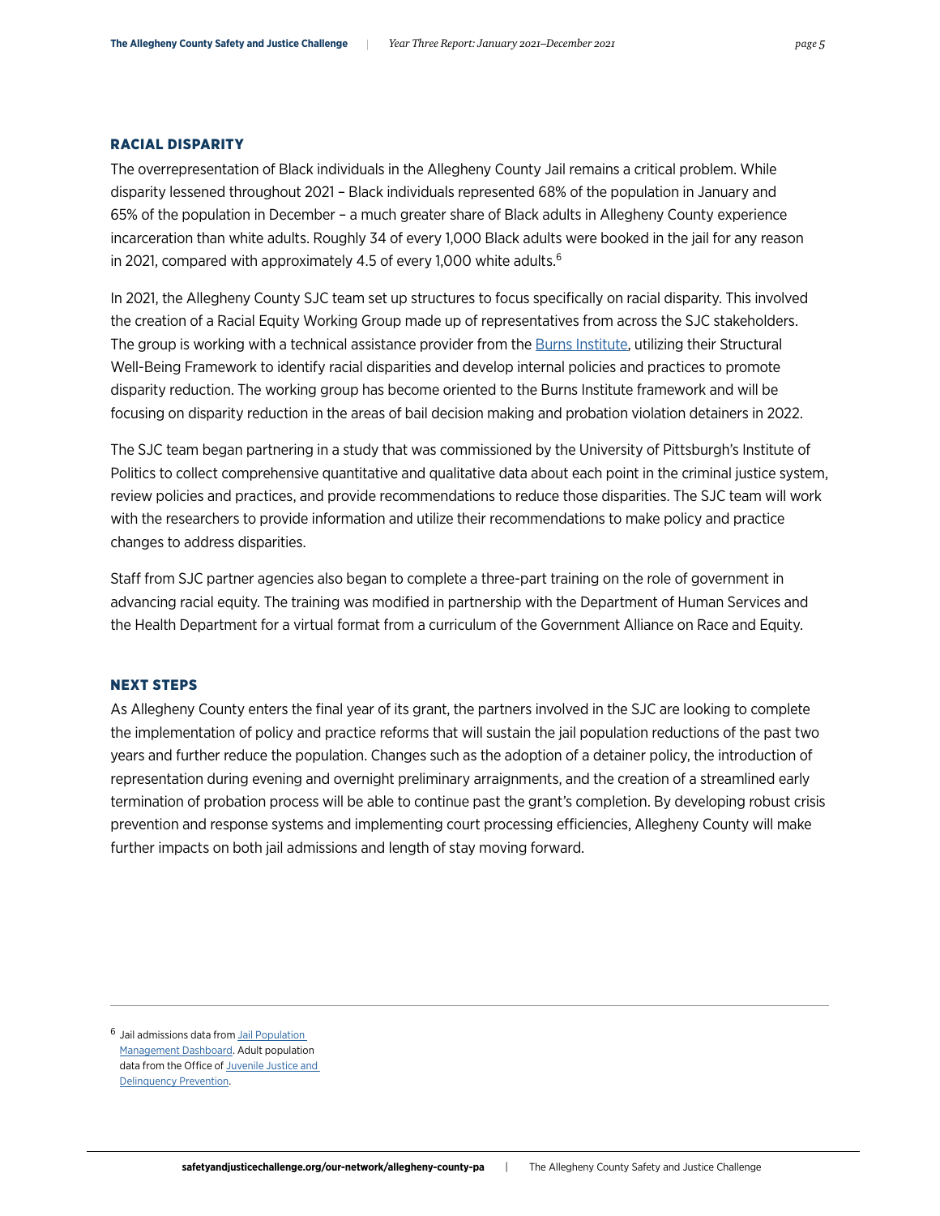## RACIAL DISPARITY

The overrepresentation of Black individuals in the Allegheny County Jail remains a critical problem. While disparity lessened throughout 2021 – Black individuals represented 68% of the population in January and 65% of the population in December – a much greater share of Black adults in Allegheny County experience incarceration than white adults. Roughly 34 of every 1,000 Black adults were booked in the jail for any reason in 2021, compared with approximately 4.5 of every 1,000 white adults.[6]

In 2021, the Allegheny County SJC team set up structures to focus specifically on racial disparity. This involved the creation of a Racial Equity Working Group made up of representatives from across the SJC stakeholders. The group is working with a technical assistance provider from the Burns Institute, utilizing their Structural Well-Being Framework to identify racial disparities and develop internal policies and practices to promote disparity reduction. The working group has become oriented to the Burns Institute framework and will be focusing on disparity reduction in the areas of bail decision making and probation violation detainers in 2022.

The SJC team began partnering in a study that was commissioned by the University of Pittsburgh's Institute of Politics to collect comprehensive quantitative and qualitative data about each point in the criminal justice system, review policies and practices, and provide recommendations to reduce those disparities. The SJC team will work with the researchers to provide information and utilize their recommendations to make policy and practice changes to address disparities.

Staff from SJC partner agencies also began to complete a three-part training on the role of government in advancing racial equity. The training was modified in partnership with the Department of Human Services and the Health Department for a virtual format from a curriculum of the Government Alliance on Race and Equity.

## NEXT STEPS

As Allegheny County enters the final year of its grant, the partners involved in the SJC are looking to complete the implementation of policy and practice reforms that will sustain the jail population reductions of the past two years and further reduce the population. Changes such as the adoption of a detainer policy, the introduction of representation during evening and overnight preliminary arraignments, and the creation of a streamlined early termination of probation process will be able to continue past the grant's completion. By developing robust crisis prevention and response systems and implementing court processing efficiencies, Allegheny County will make further impacts on both jail admissions and length of stay moving forward.

---

[6] Jail admissions data from Jail Population Management Dashboard. Adult population data from the Office of Juvenile Justice and Delinquency Prevention.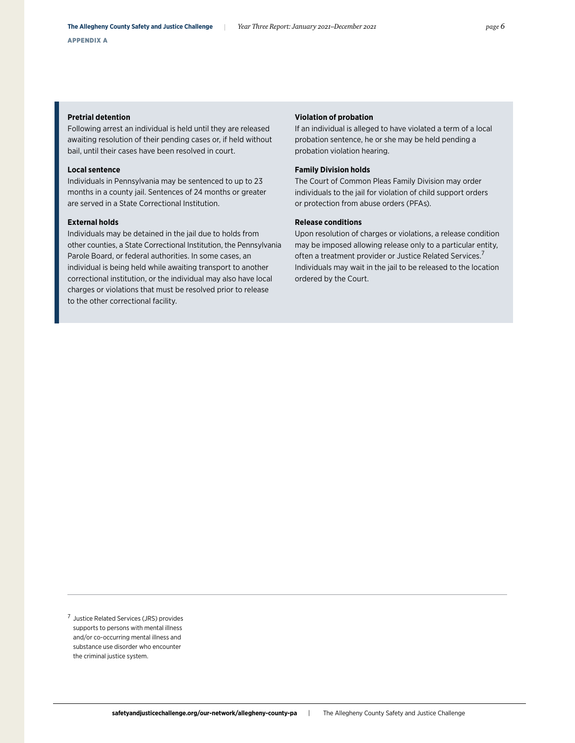APPENDIX A

**Pretrial detention**

Following arrest an individual is held until they are released awaiting resolution of their pending cases or, if held without bail, until their cases have been resolved in court.

**Local sentence**

Individuals in Pennsylvania may be sentenced to up to 23 months in a county jail. Sentences of 24 months or greater are served in a State Correctional Institution.

**External holds**

Individuals may be detained in the jail due to holds from other counties, a State Correctional Institution, the Pennsylvania Parole Board, or federal authorities. In some cases, an individual is being held while awaiting transport to another correctional institution, or the individual may also have local charges or violations that must be resolved prior to release to the other correctional facility.

**Violation of probation**

If an individual is alleged to have violated a term of a local probation sentence, he or she may be held pending a probation violation hearing.

**Family Division holds**

The Court of Common Pleas Family Division may order individuals to the jail for violation of child support orders or protection from abuse orders (PFAs).

**Release conditions**

Upon resolution of charges or violations, a release condition may be imposed allowing release only to a particular entity, often a treatment provider or Justice Related Services.[7] Individuals may wait in the jail to be released to the location ordered by the Court.

---

[7] Justice Related Services (JRS) provides supports to persons with mental illness and/or co-occurring mental illness and substance use disorder who encounter the criminal justice system.